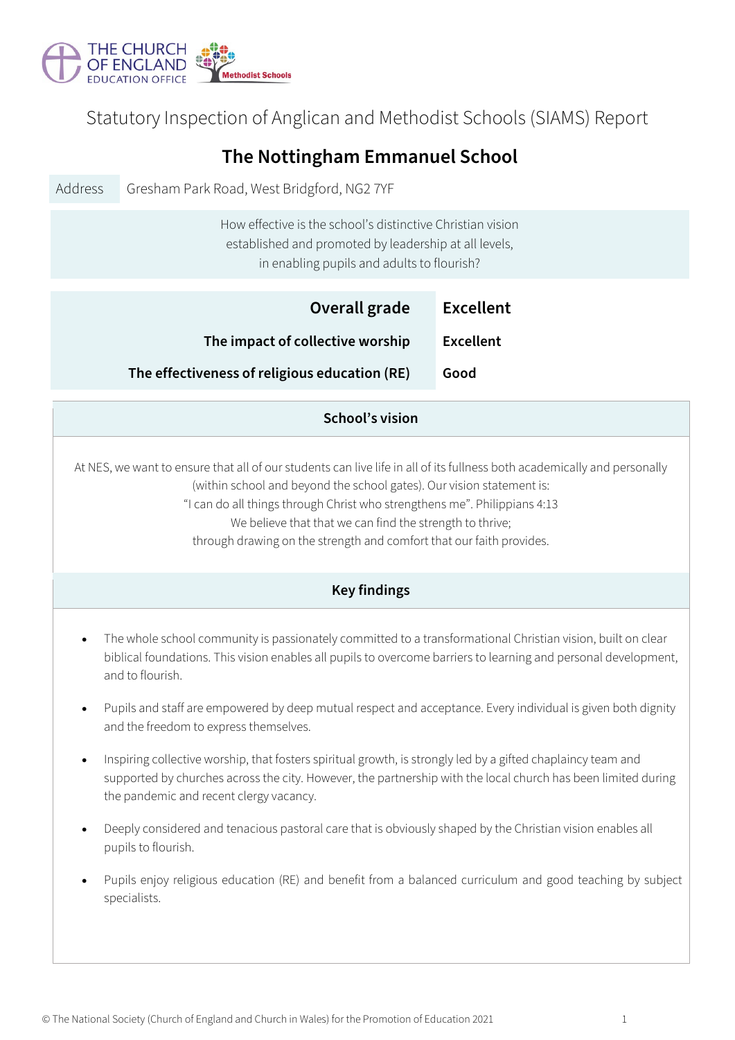THE CHURCH OF ENGLAND EDUCATION OFFICE

Methodist Schools

# Statutory Inspection of Anglican and Methodist Schools (SIAMS) Report

## The Nottingham Emmanuel School

| Address | Gresham Park Road, West Bridgford, NG2 7YF |
|---|---|

How effective is the school's distinctive Christian vision established and promoted by leadership at all levels, in enabling pupils and adults to flourish?

| | |
|---|---|
| **Overall grade** | **Excellent** |
| **The impact of collective worship** | **Excellent** |
| **The effectiveness of religious education (RE)** | **Good** |

### School's vision

At NES, we want to ensure that all of our students can live life in all of its fullness both academically and personally (within school and beyond the school gates). Our vision statement is:
"I can do all things through Christ who strengthens me". Philippians 4:13
We believe that that we can find the strength to thrive;
through drawing on the strength and comfort that our faith provides.

### Key findings

- The whole school community is passionately committed to a transformational Christian vision, built on clear biblical foundations. This vision enables all pupils to overcome barriers to learning and personal development, and to flourish.
- Pupils and staff are empowered by deep mutual respect and acceptance. Every individual is given both dignity and the freedom to express themselves.
- Inspiring collective worship, that fosters spiritual growth, is strongly led by a gifted chaplaincy team and supported by churches across the city. However, the partnership with the local church has been limited during the pandemic and recent clergy vacancy.
- Deeply considered and tenacious pastoral care that is obviously shaped by the Christian vision enables all pupils to flourish.
- Pupils enjoy religious education (RE) and benefit from a balanced curriculum and good teaching by subject specialists.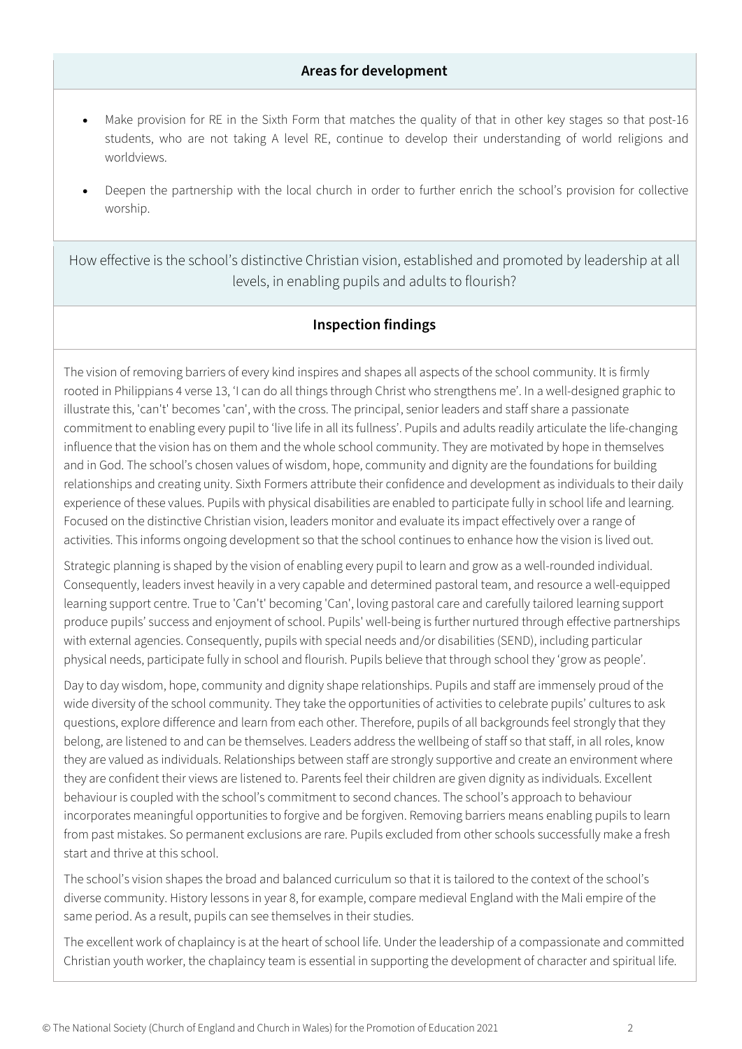## Areas for development

- Make provision for RE in the Sixth Form that matches the quality of that in other key stages so that post-16 students, who are not taking A level RE, continue to develop their understanding of world religions and worldviews.
- Deepen the partnership with the local church in order to further enrich the school's provision for collective worship.

## How effective is the school's distinctive Christian vision, established and promoted by leadership at all levels, in enabling pupils and adults to flourish?

## Inspection findings

The vision of removing barriers of every kind inspires and shapes all aspects of the school community. It is firmly rooted in Philippians 4 verse 13, 'I can do all things through Christ who strengthens me'. In a well-designed graphic to illustrate this, 'can't' becomes 'can', with the cross. The principal, senior leaders and staff share a passionate commitment to enabling every pupil to 'live life in all its fullness'. Pupils and adults readily articulate the life-changing influence that the vision has on them and the whole school community. They are motivated by hope in themselves and in God. The school's chosen values of wisdom, hope, community and dignity are the foundations for building relationships and creating unity. Sixth Formers attribute their confidence and development as individuals to their daily experience of these values. Pupils with physical disabilities are enabled to participate fully in school life and learning. Focused on the distinctive Christian vision, leaders monitor and evaluate its impact effectively over a range of activities. This informs ongoing development so that the school continues to enhance how the vision is lived out.

Strategic planning is shaped by the vision of enabling every pupil to learn and grow as a well-rounded individual. Consequently, leaders invest heavily in a very capable and determined pastoral team, and resource a well-equipped learning support centre. True to 'Can't' becoming 'Can', loving pastoral care and carefully tailored learning support produce pupils' success and enjoyment of school. Pupils' well-being is further nurtured through effective partnerships with external agencies. Consequently, pupils with special needs and/or disabilities (SEND), including particular physical needs, participate fully in school and flourish. Pupils believe that through school they 'grow as people'.

Day to day wisdom, hope, community and dignity shape relationships. Pupils and staff are immensely proud of the wide diversity of the school community. They take the opportunities of activities to celebrate pupils' cultures to ask questions, explore difference and learn from each other. Therefore, pupils of all backgrounds feel strongly that they belong, are listened to and can be themselves. Leaders address the wellbeing of staff so that staff, in all roles, know they are valued as individuals. Relationships between staff are strongly supportive and create an environment where they are confident their views are listened to. Parents feel their children are given dignity as individuals. Excellent behaviour is coupled with the school's commitment to second chances. The school's approach to behaviour incorporates meaningful opportunities to forgive and be forgiven. Removing barriers means enabling pupils to learn from past mistakes. So permanent exclusions are rare. Pupils excluded from other schools successfully make a fresh start and thrive at this school.

The school's vision shapes the broad and balanced curriculum so that it is tailored to the context of the school's diverse community. History lessons in year 8, for example, compare medieval England with the Mali empire of the same period. As a result, pupils can see themselves in their studies.

The excellent work of chaplaincy is at the heart of school life. Under the leadership of a compassionate and committed Christian youth worker, the chaplaincy team is essential in supporting the development of character and spiritual life.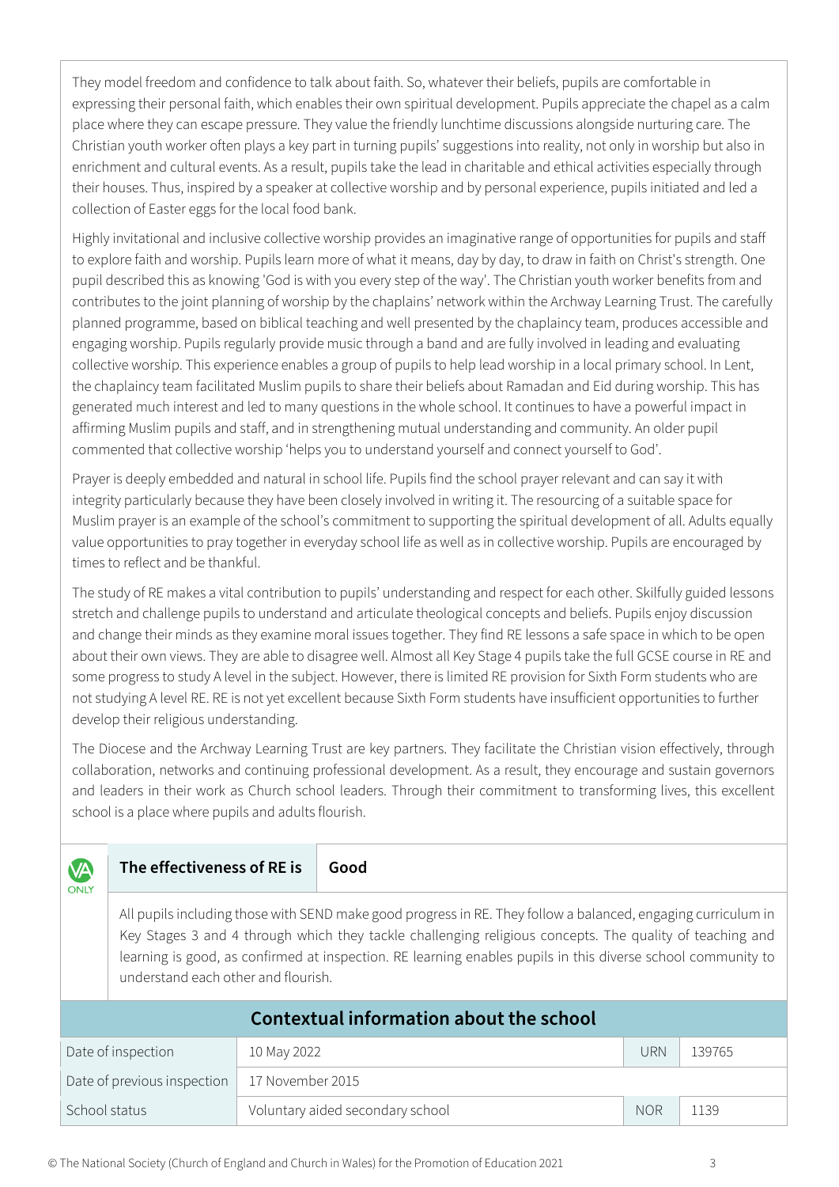They model freedom and confidence to talk about faith. So, whatever their beliefs, pupils are comfortable in expressing their personal faith, which enables their own spiritual development. Pupils appreciate the chapel as a calm place where they can escape pressure. They value the friendly lunchtime discussions alongside nurturing care. The Christian youth worker often plays a key part in turning pupils' suggestions into reality, not only in worship but also in enrichment and cultural events. As a result, pupils take the lead in charitable and ethical activities especially through their houses. Thus, inspired by a speaker at collective worship and by personal experience, pupils initiated and led a collection of Easter eggs for the local food bank.

Highly invitational and inclusive collective worship provides an imaginative range of opportunities for pupils and staff to explore faith and worship. Pupils learn more of what it means, day by day, to draw in faith on Christ's strength. One pupil described this as knowing 'God is with you every step of the way'. The Christian youth worker benefits from and contributes to the joint planning of worship by the chaplains' network within the Archway Learning Trust. The carefully planned programme, based on biblical teaching and well presented by the chaplaincy team, produces accessible and engaging worship. Pupils regularly provide music through a band and are fully involved in leading and evaluating collective worship. This experience enables a group of pupils to help lead worship in a local primary school. In Lent, the chaplaincy team facilitated Muslim pupils to share their beliefs about Ramadan and Eid during worship. This has generated much interest and led to many questions in the whole school. It continues to have a powerful impact in affirming Muslim pupils and staff, and in strengthening mutual understanding and community. An older pupil commented that collective worship 'helps you to understand yourself and connect yourself to God'.

Prayer is deeply embedded and natural in school life. Pupils find the school prayer relevant and can say it with integrity particularly because they have been closely involved in writing it. The resourcing of a suitable space for Muslim prayer is an example of the school's commitment to supporting the spiritual development of all. Adults equally value opportunities to pray together in everyday school life as well as in collective worship. Pupils are encouraged by times to reflect and be thankful.

The study of RE makes a vital contribution to pupils' understanding and respect for each other. Skilfully guided lessons stretch and challenge pupils to understand and articulate theological concepts and beliefs. Pupils enjoy discussion and change their minds as they examine moral issues together. They find RE lessons a safe space in which to be open about their own views. They are able to disagree well. Almost all Key Stage 4 pupils take the full GCSE course in RE and some progress to study A level in the subject. However, there is limited RE provision for Sixth Form students who are not studying A level RE. RE is not yet excellent because Sixth Form students have insufficient opportunities to further develop their religious understanding.

The Diocese and the Archway Learning Trust are key partners. They facilitate the Christian vision effectively, through collaboration, networks and continuing professional development. As a result, they encourage and sustain governors and leaders in their work as Church school leaders. Through their commitment to transforming lives, this excellent school is a place where pupils and adults flourish.

VA ONLY

| **The effectiveness of RE is** | **Good** |
|---|---|

All pupils including those with SEND make good progress in RE. They follow a balanced, engaging curriculum in Key Stages 3 and 4 through which they tackle challenging religious concepts. The quality of teaching and learning is good, as confirmed at inspection. RE learning enables pupils in this diverse school community to understand each other and flourish.

## Contextual information about the school

| | | | |
|---|---|---|---|
| Date of inspection | 10 May 2022 | URN | 139765 |
| Date of previous inspection | 17 November 2015 | | |
| School status | Voluntary aided secondary school | NOR | 1139 |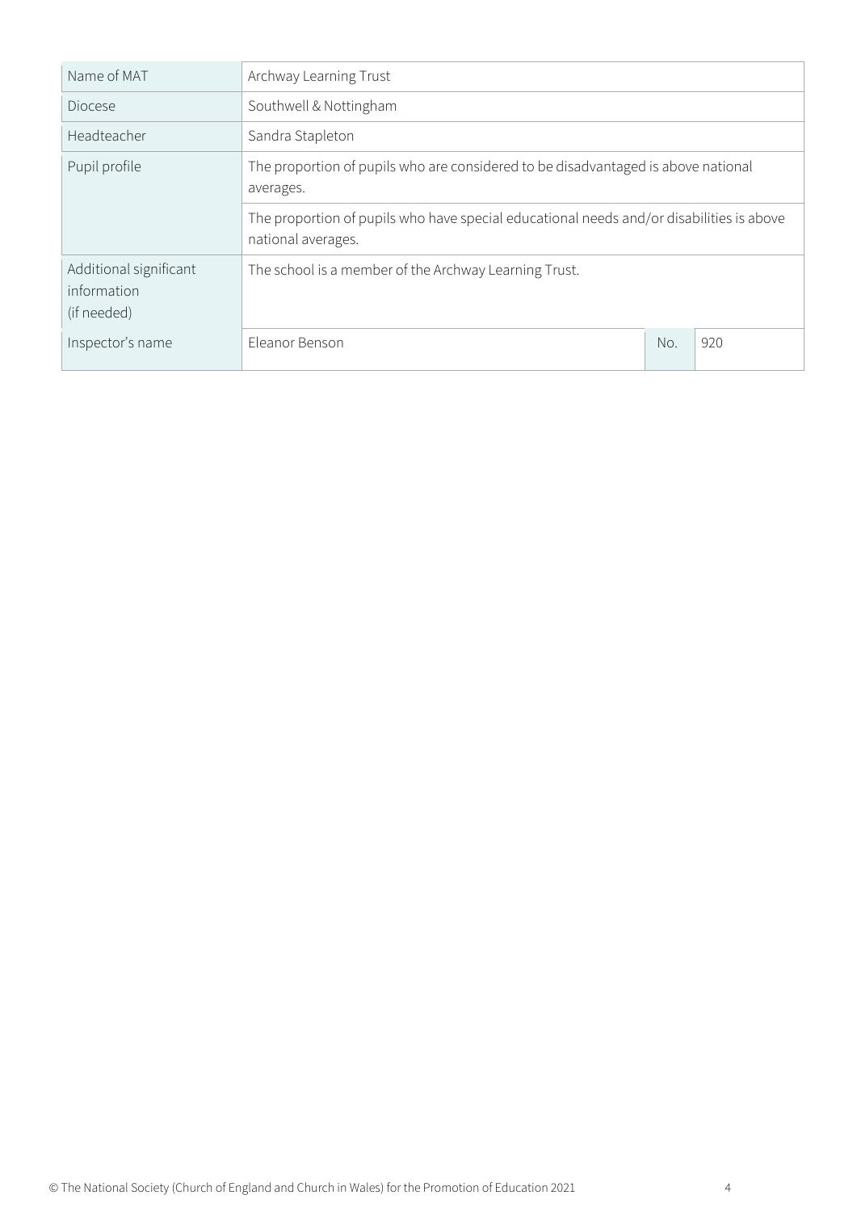| | | | |
|---|---|---|---|
| Name of MAT | Archway Learning Trust | | |
| Diocese | Southwell & Nottingham | | |
| Headteacher | Sandra Stapleton | | |
| Pupil profile | The proportion of pupils who are considered to be disadvantaged is above national averages. | | |
| | The proportion of pupils who have special educational needs and/or disabilities is above national averages. | | |
| Additional significant information (if needed) | The school is a member of the Archway Learning Trust. | | |
| Inspector's name | Eleanor Benson | No. | 920 |

© The National Society (Church of England and Church in Wales) for the Promotion of Education 2021